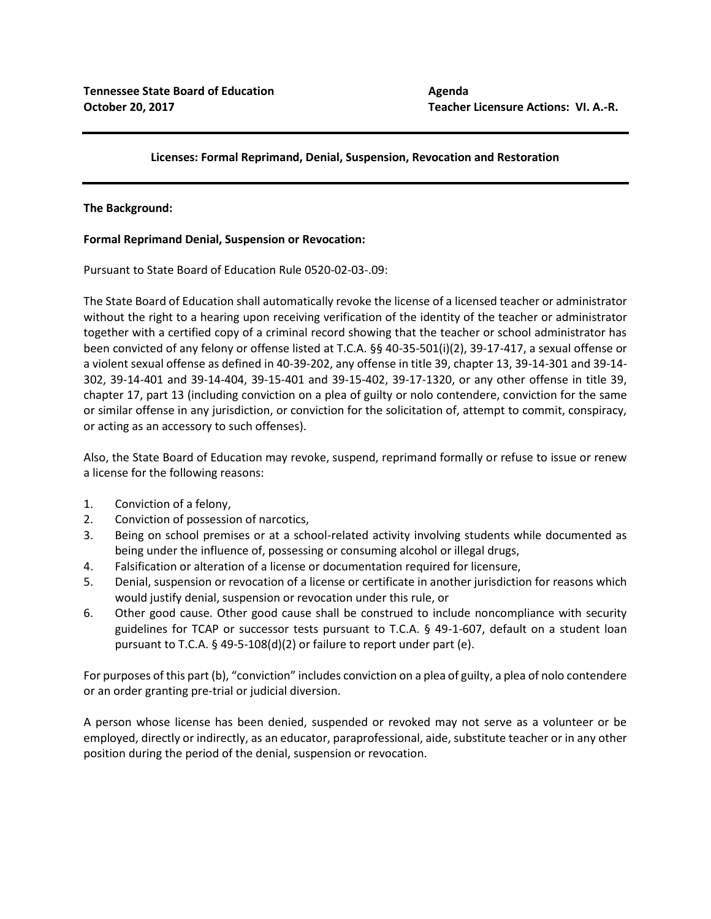**Tennessee State Board of Education**
**October 20, 2017**

**Agenda**
**Teacher Licensure Actions: VI. A.-R.**

---

## Licenses: Formal Reprimand, Denial, Suspension, Revocation and Restoration

---

**The Background:**

**Formal Reprimand Denial, Suspension or Revocation:**

Pursuant to State Board of Education Rule 0520-02-03-.09:

The State Board of Education shall automatically revoke the license of a licensed teacher or administrator without the right to a hearing upon receiving verification of the identity of the teacher or administrator together with a certified copy of a criminal record showing that the teacher or school administrator has been convicted of any felony or offense listed at T.C.A. §§ 40-35-501(i)(2), 39-17-417, a sexual offense or a violent sexual offense as defined in 40-39-202, any offense in title 39, chapter 13, 39-14-301 and 39-14-302, 39-14-401 and 39-14-404, 39-15-401 and 39-15-402, 39-17-1320, or any other offense in title 39, chapter 17, part 13 (including conviction on a plea of guilty or nolo contendere, conviction for the same or similar offense in any jurisdiction, or conviction for the solicitation of, attempt to commit, conspiracy, or acting as an accessory to such offenses).

Also, the State Board of Education may revoke, suspend, reprimand formally or refuse to issue or renew a license for the following reasons:

1. Conviction of a felony,
2. Conviction of possession of narcotics,
3. Being on school premises or at a school-related activity involving students while documented as being under the influence of, possessing or consuming alcohol or illegal drugs,
4. Falsification or alteration of a license or documentation required for licensure,
5. Denial, suspension or revocation of a license or certificate in another jurisdiction for reasons which would justify denial, suspension or revocation under this rule, or
6. Other good cause. Other good cause shall be construed to include noncompliance with security guidelines for TCAP or successor tests pursuant to T.C.A. § 49-1-607, default on a student loan pursuant to T.C.A. § 49-5-108(d)(2) or failure to report under part (e).

For purposes of this part (b), "conviction" includes conviction on a plea of guilty, a plea of nolo contendere or an order granting pre-trial or judicial diversion.

A person whose license has been denied, suspended or revoked may not serve as a volunteer or be employed, directly or indirectly, as an educator, paraprofessional, aide, substitute teacher or in any other position during the period of the denial, suspension or revocation.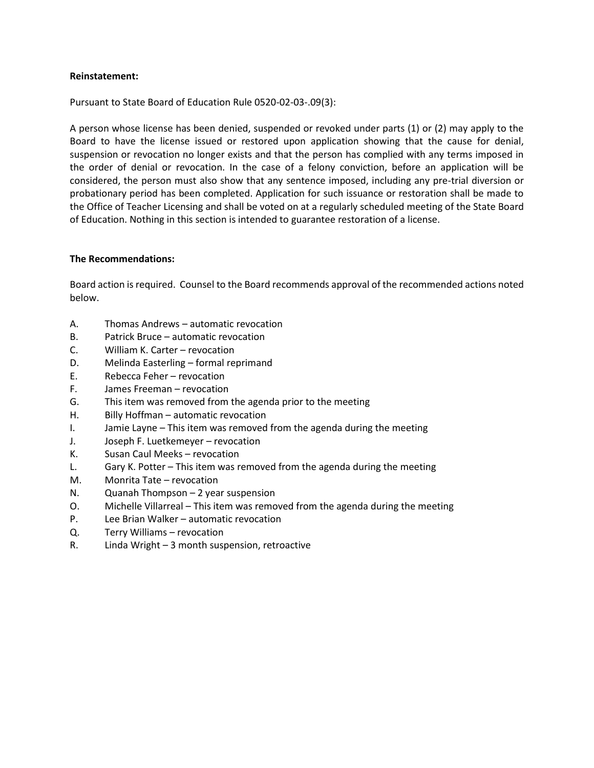**Reinstatement:**

Pursuant to State Board of Education Rule 0520-02-03-.09(3):

A person whose license has been denied, suspended or revoked under parts (1) or (2) may apply to the Board to have the license issued or restored upon application showing that the cause for denial, suspension or revocation no longer exists and that the person has complied with any terms imposed in the order of denial or revocation. In the case of a felony conviction, before an application will be considered, the person must also show that any sentence imposed, including any pre-trial diversion or probationary period has been completed. Application for such issuance or restoration shall be made to the Office of Teacher Licensing and shall be voted on at a regularly scheduled meeting of the State Board of Education. Nothing in this section is intended to guarantee restoration of a license.

**The Recommendations:**

Board action is required. Counsel to the Board recommends approval of the recommended actions noted below.

A. Thomas Andrews – automatic revocation
B. Patrick Bruce – automatic revocation
C. William K. Carter – revocation
D. Melinda Easterling – formal reprimand
E. Rebecca Feher – revocation
F. James Freeman – revocation
G. This item was removed from the agenda prior to the meeting
H. Billy Hoffman – automatic revocation
I. Jamie Layne – This item was removed from the agenda during the meeting
J. Joseph F. Luetkemeyer – revocation
K. Susan Caul Meeks – revocation
L. Gary K. Potter – This item was removed from the agenda during the meeting
M. Monrita Tate – revocation
N. Quanah Thompson – 2 year suspension
O. Michelle Villarreal – This item was removed from the agenda during the meeting
P. Lee Brian Walker – automatic revocation
Q. Terry Williams – revocation
R. Linda Wright – 3 month suspension, retroactive